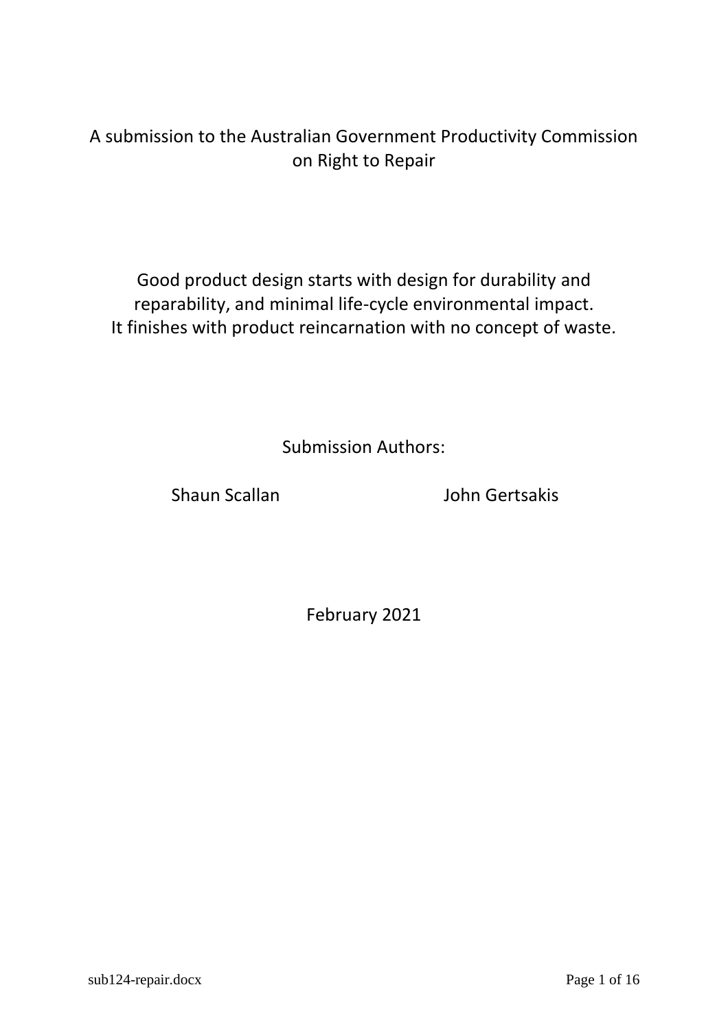A submission to the Australian Government Productivity Commission on Right to Repair

Good product design starts with design for durability and reparability, and minimal life-cycle environmental impact.
It finishes with product reincarnation with no concept of waste.

Submission Authors:

Shaun Scallan

John Gertsakis

February 2021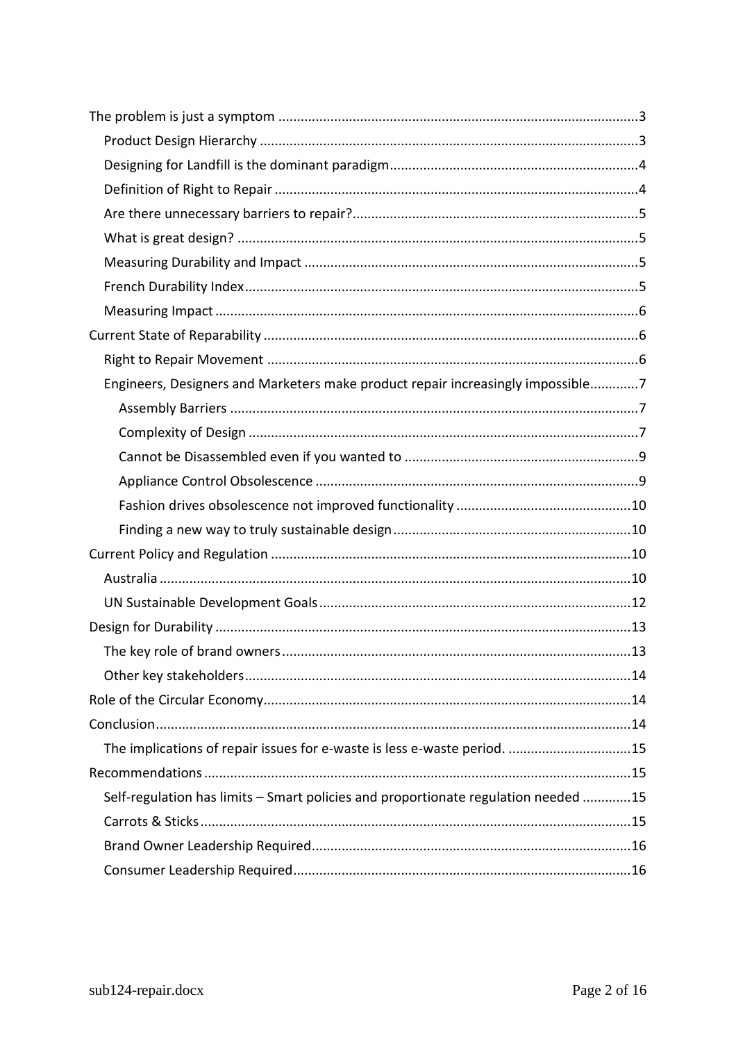The problem is just a symptom ....................................................................................................3

- Product Design Hierarchy ....................................................................................................3
- Designing for Landfill is the dominant paradigm..................................................................4
- Definition of Right to Repair ..................................................................................................4
- Are there unnecessary barriers to repair?.............................................................................5
- What is great design? ............................................................................................................5
- Measuring Durability and Impact ..........................................................................................5
- French Durability Index..........................................................................................................5
- Measuring Impact ..................................................................................................................6

Current State of Reparability ....................................................................................................6

- Right to Repair Movement ....................................................................................................6
- Engineers, Designers and Marketers make product repair increasingly impossible.............7
    - Assembly Barriers ............................................................................................................7
    - Complexity of Design .......................................................................................................7
    - Cannot be Disassembled even if you wanted to ..............................................................9
    - Appliance Control Obsolescence .....................................................................................9
    - Fashion drives obsolescence not improved functionality ..............................................10
    - Finding a new way to truly sustainable design...............................................................10

Current Policy and Regulation .................................................................................................10

- Australia ..............................................................................................................................10
- UN Sustainable Development Goals....................................................................................12

Design for Durability ...............................................................................................................13

- The key role of brand owners .............................................................................................13
- Other key stakeholders.......................................................................................................14

Role of the Circular Economy...................................................................................................14

Conclusion...............................................................................................................................14

- The implications of repair issues for e-waste is less e-waste period. .................................15

Recommendations ..................................................................................................................15

- Self-regulation has limits – Smart policies and proportionate regulation needed .............15
- Carrots & Sticks ...................................................................................................................15
- Brand Owner Leadership Required.....................................................................................16
- Consumer Leadership Required..........................................................................................16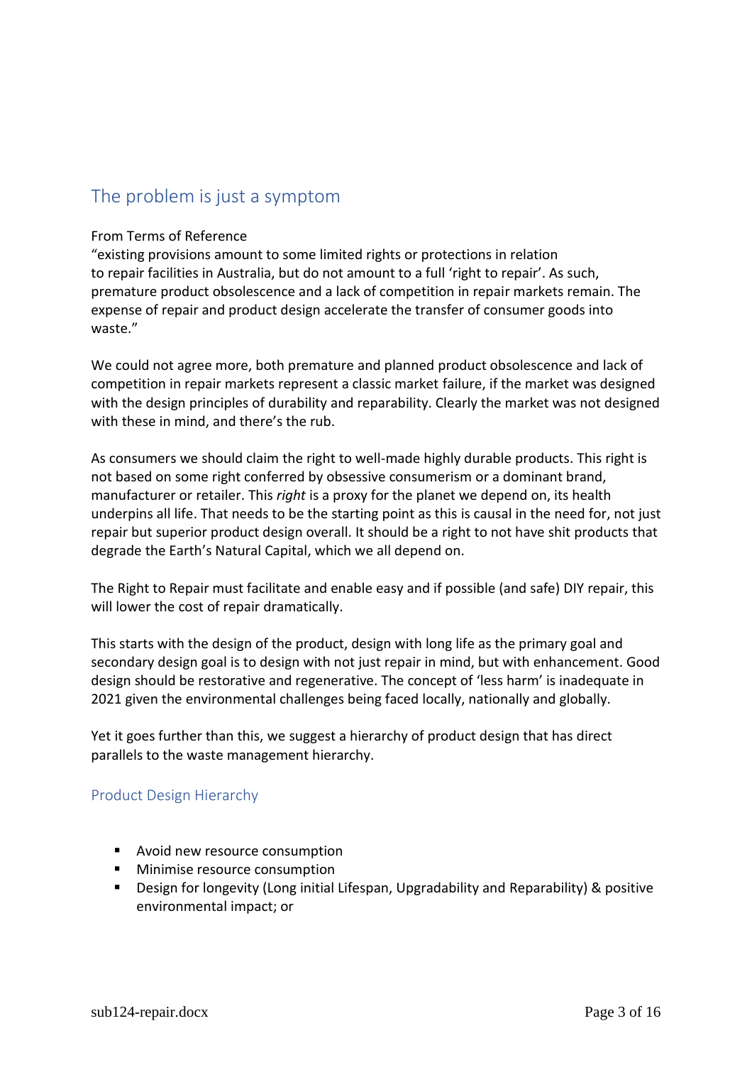## The problem is just a symptom

From Terms of Reference
"existing provisions amount to some limited rights or protections in relation to repair facilities in Australia, but do not amount to a full 'right to repair'. As such, premature product obsolescence and a lack of competition in repair markets remain. The expense of repair and product design accelerate the transfer of consumer goods into waste."

We could not agree more, both premature and planned product obsolescence and lack of competition in repair markets represent a classic market failure, if the market was designed with the design principles of durability and reparability. Clearly the market was not designed with these in mind, and there's the rub.

As consumers we should claim the right to well-made highly durable products. This right is not based on some right conferred by obsessive consumerism or a dominant brand, manufacturer or retailer. This *right* is a proxy for the planet we depend on, its health underpins all life. That needs to be the starting point as this is causal in the need for, not just repair but superior product design overall. It should be a right to not have shit products that degrade the Earth's Natural Capital, which we all depend on.

The Right to Repair must facilitate and enable easy and if possible (and safe) DIY repair, this will lower the cost of repair dramatically.

This starts with the design of the product, design with long life as the primary goal and secondary design goal is to design with not just repair in mind, but with enhancement. Good design should be restorative and regenerative. The concept of 'less harm' is inadequate in 2021 given the environmental challenges being faced locally, nationally and globally.

Yet it goes further than this, we suggest a hierarchy of product design that has direct parallels to the waste management hierarchy.

### Product Design Hierarchy

- Avoid new resource consumption
- Minimise resource consumption
- Design for longevity (Long initial Lifespan, Upgradability and Reparability) & positive environmental impact; or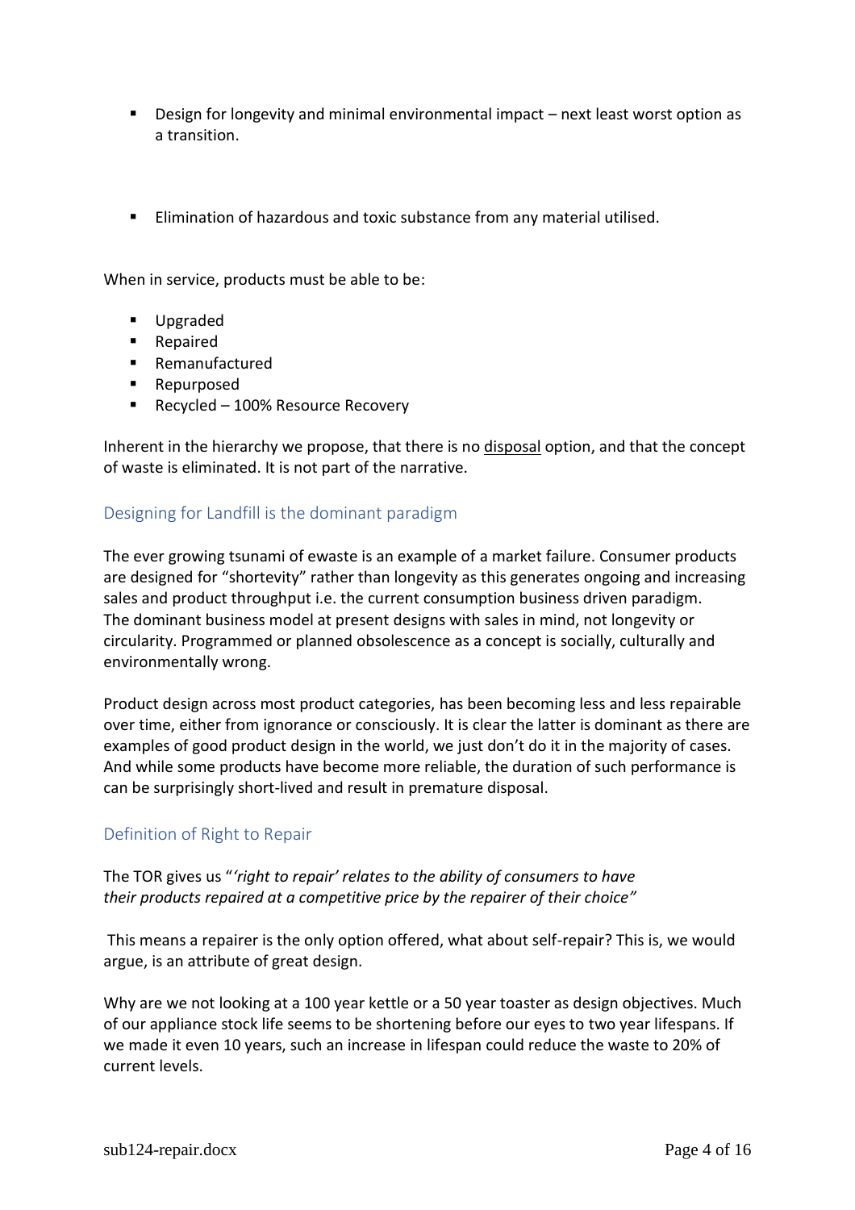- Design for longevity and minimal environmental impact – next least worst option as a transition.

- Elimination of hazardous and toxic substance from any material utilised.

When in service, products must be able to be:

- Upgraded
- Repaired
- Remanufactured
- Repurposed
- Recycled – 100% Resource Recovery

Inherent in the hierarchy we propose, that there is no <u>disposal</u> option, and that the concept of waste is eliminated. It is not part of the narrative.

## Designing for Landfill is the dominant paradigm

The ever growing tsunami of ewaste is an example of a market failure. Consumer products are designed for "shortevity" rather than longevity as this generates ongoing and increasing sales and product throughput i.e. the current consumption business driven paradigm. The dominant business model at present designs with sales in mind, not longevity or circularity. Programmed or planned obsolescence as a concept is socially, culturally and environmentally wrong.

Product design across most product categories, has been becoming less and less repairable over time, either from ignorance or consciously. It is clear the latter is dominant as there are examples of good product design in the world, we just don't do it in the majority of cases. And while some products have become more reliable, the duration of such performance is can be surprisingly short-lived and result in premature disposal.

## Definition of Right to Repair

The TOR gives us "*'right to repair' relates to the ability of consumers to have their products repaired at a competitive price by the repairer of their choice"*

This means a repairer is the only option offered, what about self-repair? This is, we would argue, is an attribute of great design.

Why are we not looking at a 100 year kettle or a 50 year toaster as design objectives. Much of our appliance stock life seems to be shortening before our eyes to two year lifespans. If we made it even 10 years, such an increase in lifespan could reduce the waste to 20% of current levels.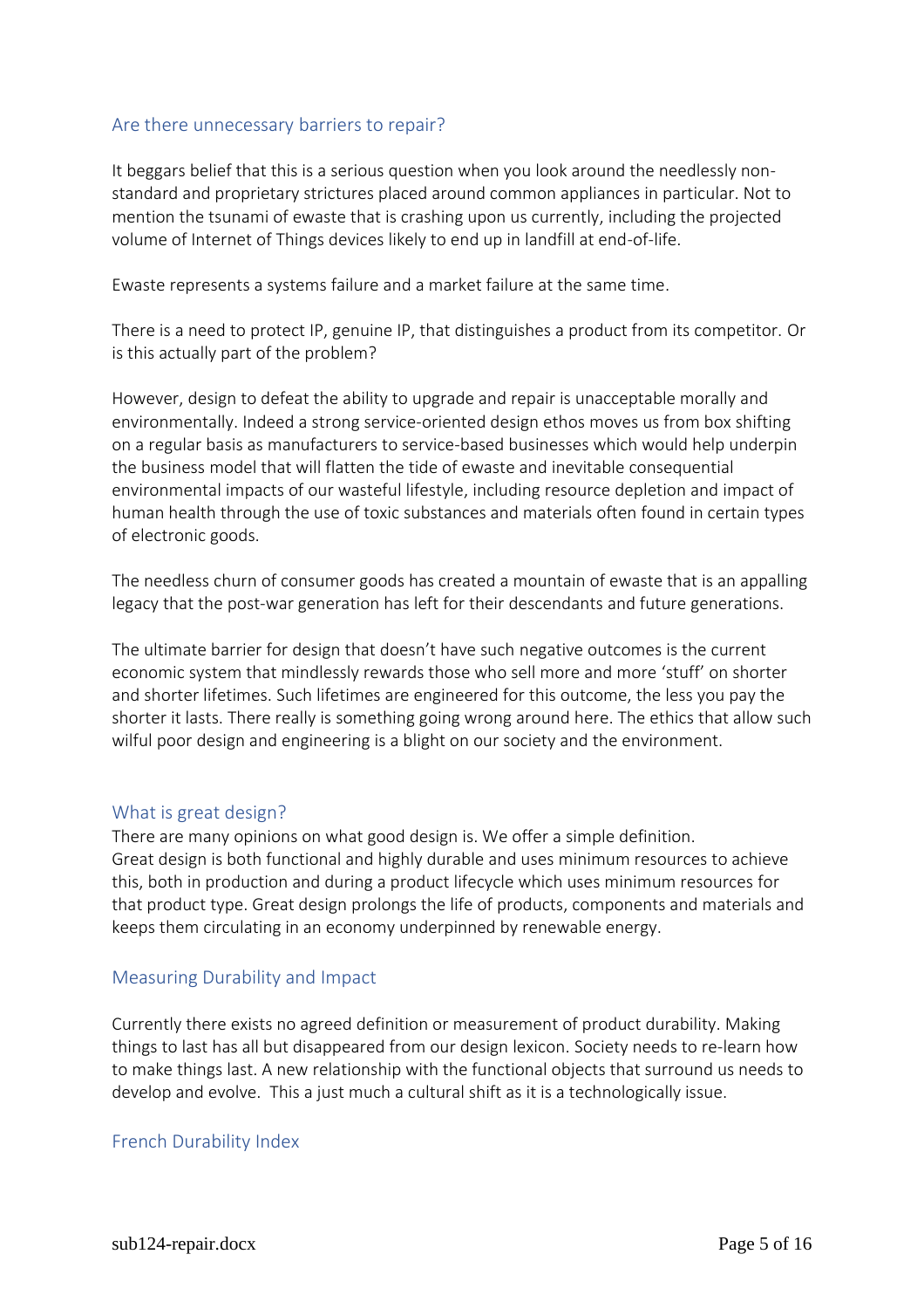## Are there unnecessary barriers to repair?

It beggars belief that this is a serious question when you look around the needlessly non-standard and proprietary strictures placed around common appliances in particular. Not to mention the tsunami of ewaste that is crashing upon us currently, including the projected volume of Internet of Things devices likely to end up in landfill at end-of-life.

Ewaste represents a systems failure and a market failure at the same time.

There is a need to protect IP, genuine IP, that distinguishes a product from its competitor. Or is this actually part of the problem?

However, design to defeat the ability to upgrade and repair is unacceptable morally and environmentally. Indeed a strong service-oriented design ethos moves us from box shifting on a regular basis as manufacturers to service-based businesses which would help underpin the business model that will flatten the tide of ewaste and inevitable consequential environmental impacts of our wasteful lifestyle, including resource depletion and impact of human health through the use of toxic substances and materials often found in certain types of electronic goods.

The needless churn of consumer goods has created a mountain of ewaste that is an appalling legacy that the post-war generation has left for their descendants and future generations.

The ultimate barrier for design that doesn't have such negative outcomes is the current economic system that mindlessly rewards those who sell more and more 'stuff' on shorter and shorter lifetimes. Such lifetimes are engineered for this outcome, the less you pay the shorter it lasts. There really is something going wrong around here. The ethics that allow such wilful poor design and engineering is a blight on our society and the environment.

## What is great design?

There are many opinions on what good design is. We offer a simple definition. Great design is both functional and highly durable and uses minimum resources to achieve this, both in production and during a product lifecycle which uses minimum resources for that product type. Great design prolongs the life of products, components and materials and keeps them circulating in an economy underpinned by renewable energy.

## Measuring Durability and Impact

Currently there exists no agreed definition or measurement of product durability. Making things to last has all but disappeared from our design lexicon. Society needs to re-learn how to make things last. A new relationship with the functional objects that surround us needs to develop and evolve. This a just much a cultural shift as it is a technologically issue.

## French Durability Index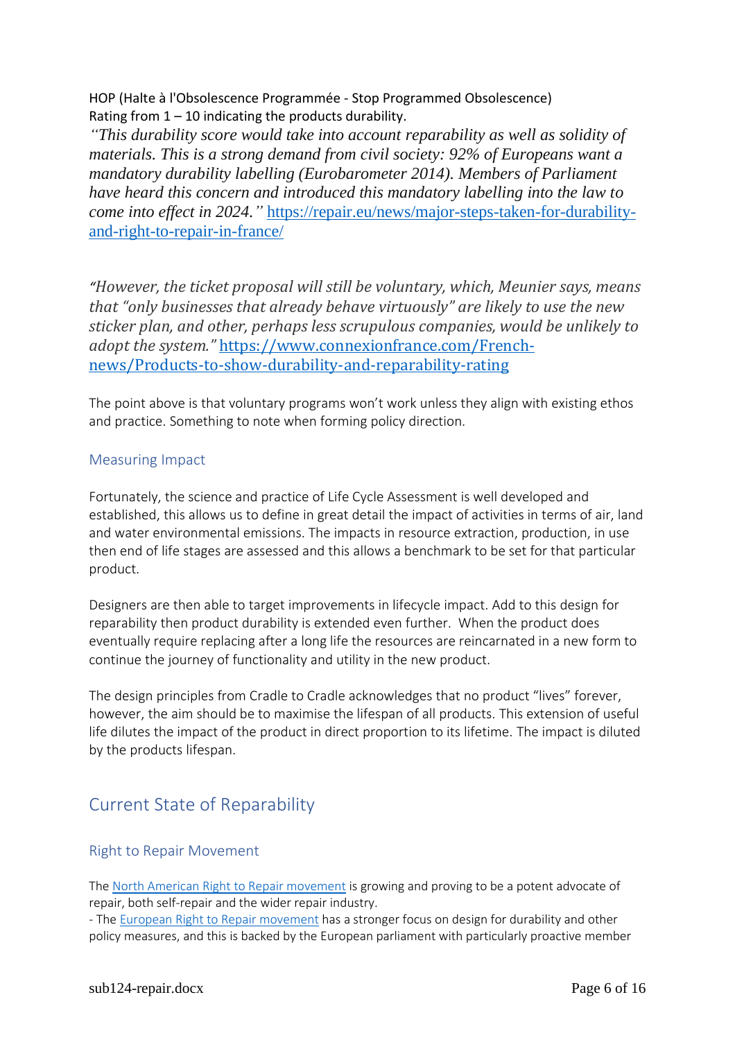HOP (Halte à l'Obsolescence Programmée - Stop Programmed Obsolescence)
Rating from 1 – 10 indicating the products durability.

*"This durability score would take into account reparability as well as solidity of materials. This is a strong demand from civil society: 92% of Europeans want a mandatory durability labelling (Eurobarometer 2014). Members of Parliament have heard this concern and introduced this mandatory labelling into the law to come into effect in 2024."* [https://repair.eu/news/major-steps-taken-for-durability-and-right-to-repair-in-france/](https://repair.eu/news/major-steps-taken-for-durability-and-right-to-repair-in-france/)

*"However, the ticket proposal will still be voluntary, which, Meunier says, means that "only businesses that already behave virtuously" are likely to use the new sticker plan, and other, perhaps less scrupulous companies, would be unlikely to adopt the system."* [https://www.connexionfrance.com/French-news/Products-to-show-durability-and-reparability-rating](https://www.connexionfrance.com/French-news/Products-to-show-durability-and-reparability-rating)

The point above is that voluntary programs won't work unless they align with existing ethos and practice. Something to note when forming policy direction.

### Measuring Impact

Fortunately, the science and practice of Life Cycle Assessment is well developed and established, this allows us to define in great detail the impact of activities in terms of air, land and water environmental emissions. The impacts in resource extraction, production, in use then end of life stages are assessed and this allows a benchmark to be set for that particular product.

Designers are then able to target improvements in lifecycle impact. Add to this design for reparability then product durability is extended even further. When the product does eventually require replacing after a long life the resources are reincarnated in a new form to continue the journey of functionality and utility in the new product.

The design principles from Cradle to Cradle acknowledges that no product "lives" forever, however, the aim should be to maximise the lifespan of all products. This extension of useful life dilutes the impact of the product in direct proportion to its lifetime. The impact is diluted by the products lifespan.

## Current State of Reparability

### Right to Repair Movement

The North American Right to Repair movement is growing and proving to be a potent advocate of repair, both self-repair and the wider repair industry.
- The European Right to Repair movement has a stronger focus on design for durability and other policy measures, and this is backed by the European parliament with particularly proactive member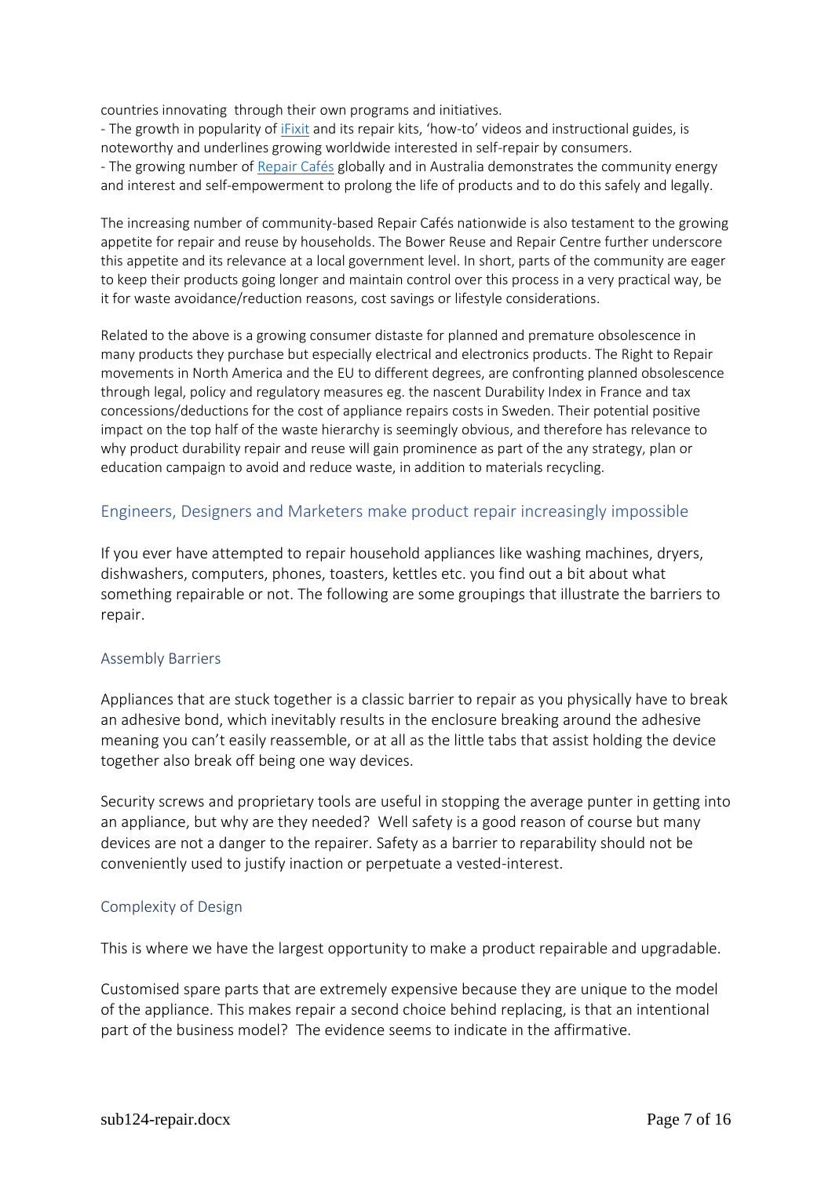countries innovating through their own programs and initiatives.

- The growth in popularity of [iFixit](#) and its repair kits, 'how-to' videos and instructional guides, is noteworthy and underlines growing worldwide interested in self-repair by consumers.
- The growing number of [Repair Cafés](#) globally and in Australia demonstrates the community energy and interest and self-empowerment to prolong the life of products and to do this safely and legally.

The increasing number of community-based Repair Cafés nationwide is also testament to the growing appetite for repair and reuse by households. The Bower Reuse and Repair Centre further underscore this appetite and its relevance at a local government level. In short, parts of the community are eager to keep their products going longer and maintain control over this process in a very practical way, be it for waste avoidance/reduction reasons, cost savings or lifestyle considerations.

Related to the above is a growing consumer distaste for planned and premature obsolescence in many products they purchase but especially electrical and electronics products. The Right to Repair movements in North America and the EU to different degrees, are confronting planned obsolescence through legal, policy and regulatory measures eg. the nascent Durability Index in France and tax concessions/deductions for the cost of appliance repairs costs in Sweden. Their potential positive impact on the top half of the waste hierarchy is seemingly obvious, and therefore has relevance to why product durability repair and reuse will gain prominence as part of the any strategy, plan or education campaign to avoid and reduce waste, in addition to materials recycling.

## Engineers, Designers and Marketers make product repair increasingly impossible

If you ever have attempted to repair household appliances like washing machines, dryers, dishwashers, computers, phones, toasters, kettles etc. you find out a bit about what something repairable or not. The following are some groupings that illustrate the barriers to repair.

### Assembly Barriers

Appliances that are stuck together is a classic barrier to repair as you physically have to break an adhesive bond, which inevitably results in the enclosure breaking around the adhesive meaning you can't easily reassemble, or at all as the little tabs that assist holding the device together also break off being one way devices.

Security screws and proprietary tools are useful in stopping the average punter in getting into an appliance, but why are they needed? Well safety is a good reason of course but many devices are not a danger to the repairer. Safety as a barrier to reparability should not be conveniently used to justify inaction or perpetuate a vested-interest.

### Complexity of Design

This is where we have the largest opportunity to make a product repairable and upgradable.

Customised spare parts that are extremely expensive because they are unique to the model of the appliance. This makes repair a second choice behind replacing, is that an intentional part of the business model? The evidence seems to indicate in the affirmative.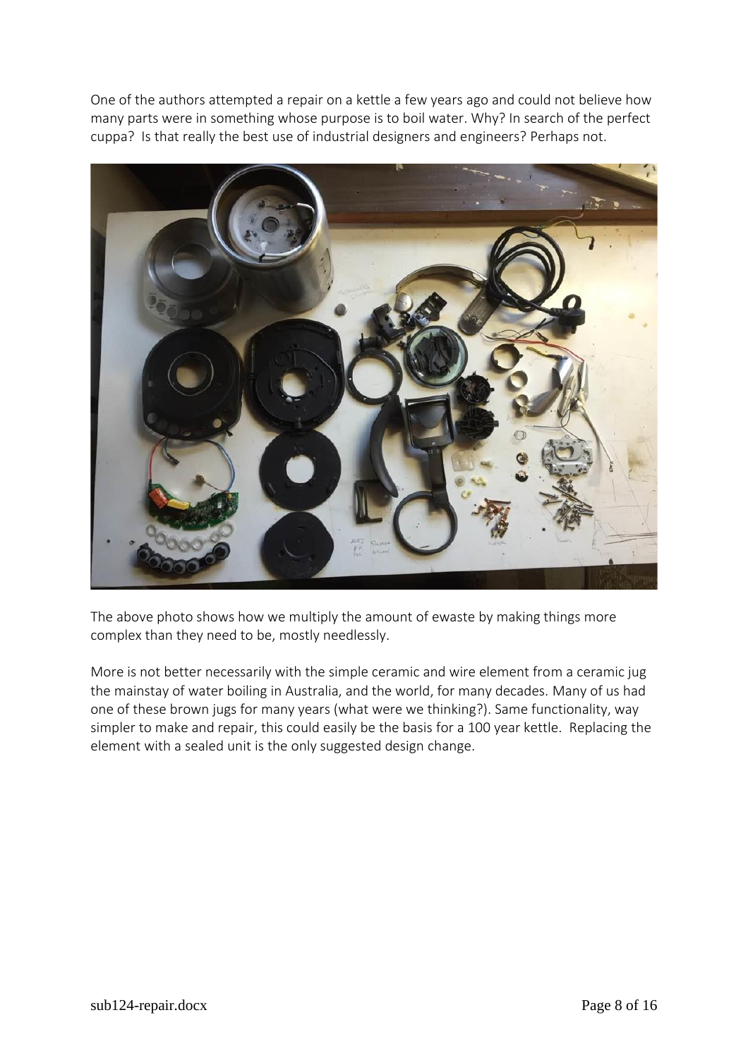One of the authors attempted a repair on a kettle a few years ago and could not believe how many parts were in something whose purpose is to boil water. Why? In search of the perfect cuppa? Is that really the best use of industrial designers and engineers? Perhaps not.

The above photo shows how we multiply the amount of ewaste by making things more complex than they need to be, mostly needlessly.

More is not better necessarily with the simple ceramic and wire element from a ceramic jug the mainstay of water boiling in Australia, and the world, for many decades. Many of us had one of these brown jugs for many years (what were we thinking?). Same functionality, way simpler to make and repair, this could easily be the basis for a 100 year kettle. Replacing the element with a sealed unit is the only suggested design change.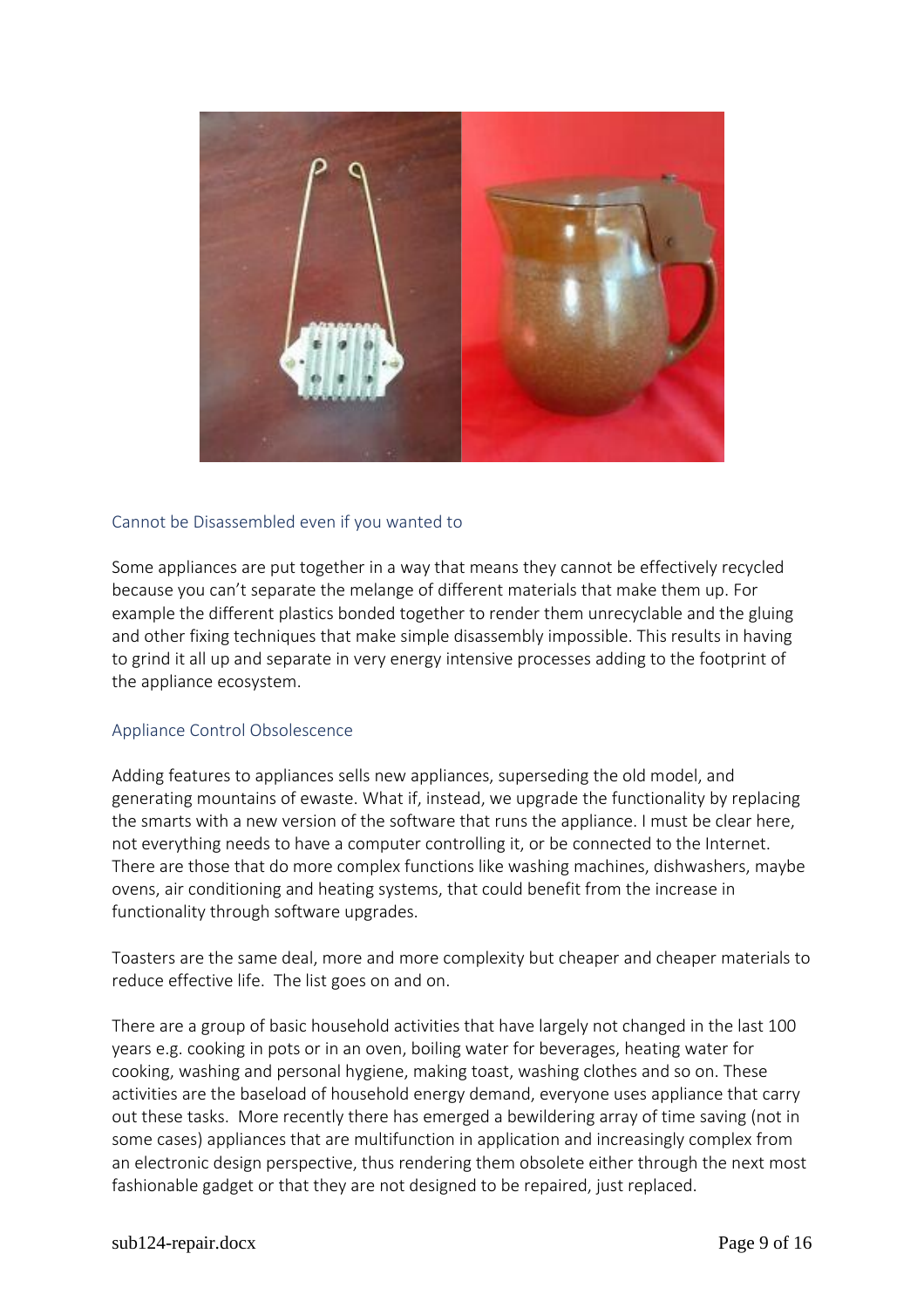### Cannot be Disassembled even if you wanted to

Some appliances are put together in a way that means they cannot be effectively recycled because you can't separate the melange of different materials that make them up. For example the different plastics bonded together to render them unrecyclable and the gluing and other fixing techniques that make simple disassembly impossible. This results in having to grind it all up and separate in very energy intensive processes adding to the footprint of the appliance ecosystem.

### Appliance Control Obsolescence

Adding features to appliances sells new appliances, superseding the old model, and generating mountains of ewaste. What if, instead, we upgrade the functionality by replacing the smarts with a new version of the software that runs the appliance. I must be clear here, not everything needs to have a computer controlling it, or be connected to the Internet. There are those that do more complex functions like washing machines, dishwashers, maybe ovens, air conditioning and heating systems, that could benefit from the increase in functionality through software upgrades.

Toasters are the same deal, more and more complexity but cheaper and cheaper materials to reduce effective life. The list goes on and on.

There are a group of basic household activities that have largely not changed in the last 100 years e.g. cooking in pots or in an oven, boiling water for beverages, heating water for cooking, washing and personal hygiene, making toast, washing clothes and so on. These activities are the baseload of household energy demand, everyone uses appliance that carry out these tasks. More recently there has emerged a bewildering array of time saving (not in some cases) appliances that are multifunction in application and increasingly complex from an electronic design perspective, thus rendering them obsolete either through the next most fashionable gadget or that they are not designed to be repaired, just replaced.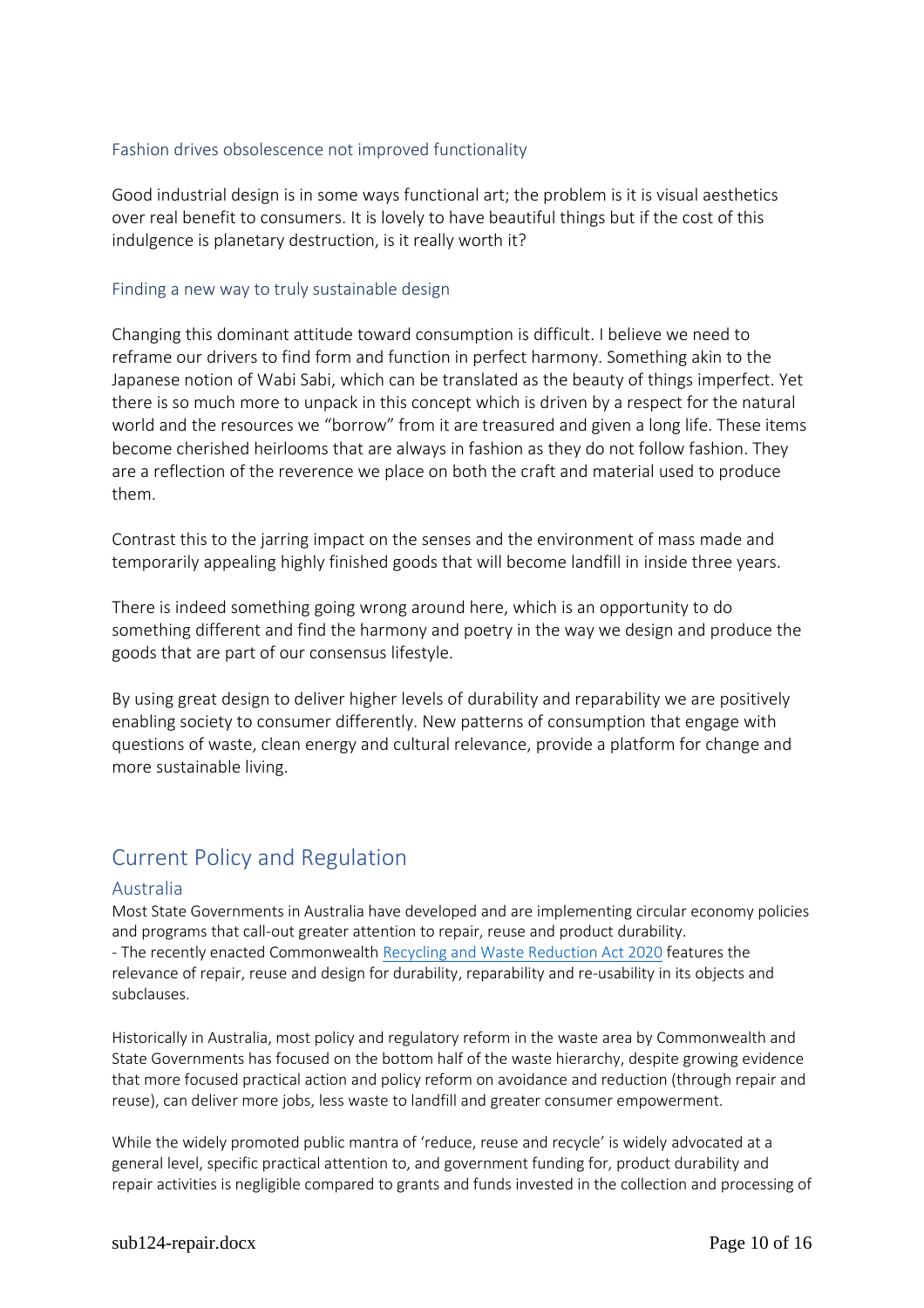### Fashion drives obsolescence not improved functionality

Good industrial design is in some ways functional art; the problem is it is visual aesthetics over real benefit to consumers. It is lovely to have beautiful things but if the cost of this indulgence is planetary destruction, is it really worth it?

### Finding a new way to truly sustainable design

Changing this dominant attitude toward consumption is difficult. I believe we need to reframe our drivers to find form and function in perfect harmony. Something akin to the Japanese notion of Wabi Sabi, which can be translated as the beauty of things imperfect. Yet there is so much more to unpack in this concept which is driven by a respect for the natural world and the resources we "borrow" from it are treasured and given a long life. These items become cherished heirlooms that are always in fashion as they do not follow fashion. They are a reflection of the reverence we place on both the craft and material used to produce them.

Contrast this to the jarring impact on the senses and the environment of mass made and temporarily appealing highly finished goods that will become landfill in inside three years.

There is indeed something going wrong around here, which is an opportunity to do something different and find the harmony and poetry in the way we design and produce the goods that are part of our consensus lifestyle.

By using great design to deliver higher levels of durability and reparability we are positively enabling society to consumer differently. New patterns of consumption that engage with questions of waste, clean energy and cultural relevance, provide a platform for change and more sustainable living.

## Current Policy and Regulation

### Australia

Most State Governments in Australia have developed and are implementing circular economy policies and programs that call-out greater attention to repair, reuse and product durability.
- The recently enacted Commonwealth Recycling and Waste Reduction Act 2020 features the relevance of repair, reuse and design for durability, reparability and re-usability in its objects and subclauses.

Historically in Australia, most policy and regulatory reform in the waste area by Commonwealth and State Governments has focused on the bottom half of the waste hierarchy, despite growing evidence that more focused practical action and policy reform on avoidance and reduction (through repair and reuse), can deliver more jobs, less waste to landfill and greater consumer empowerment.

While the widely promoted public mantra of 'reduce, reuse and recycle' is widely advocated at a general level, specific practical attention to, and government funding for, product durability and repair activities is negligible compared to grants and funds invested in the collection and processing of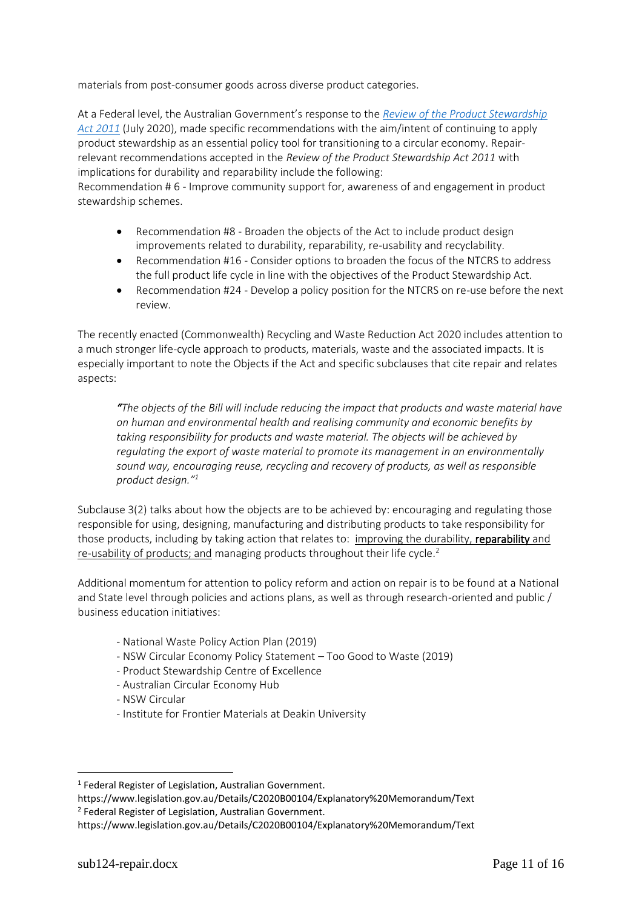materials from post-consumer goods across diverse product categories.

At a Federal level, the Australian Government's response to the *Review of the Product Stewardship Act 2011* (July 2020), made specific recommendations with the aim/intent of continuing to apply product stewardship as an essential policy tool for transitioning to a circular economy. Repair-relevant recommendations accepted in the *Review of the Product Stewardship Act 2011* with implications for durability and reparability include the following:
Recommendation # 6 - Improve community support for, awareness of and engagement in product stewardship schemes.

- Recommendation #8 - Broaden the objects of the Act to include product design improvements related to durability, reparability, re-usability and recyclability.
- Recommendation #16 - Consider options to broaden the focus of the NTCRS to address the full product life cycle in line with the objectives of the Product Stewardship Act.
- Recommendation #24 - Develop a policy position for the NTCRS on re-use before the next review.

The recently enacted (Commonwealth) Recycling and Waste Reduction Act 2020 includes attention to a much stronger life-cycle approach to products, materials, waste and the associated impacts. It is especially important to note the Objects if the Act and specific subclauses that cite repair and relates aspects:

> ***"****The objects of the Bill will include reducing the impact that products and waste material have on human and environmental health and realising community and economic benefits by taking responsibility for products and waste material. The objects will be achieved by regulating the export of waste material to promote its management in an environmentally sound way, encouraging reuse, recycling and recovery of products, as well as responsible product design."*[1]

Subclause 3(2) talks about how the objects are to be achieved by: encouraging and regulating those responsible for using, designing, manufacturing and distributing products to take responsibility for those products, including by taking action that relates to: improving the durability, **reparability** and re-usability of products; and managing products throughout their life cycle.[2]

Additional momentum for attention to policy reform and action on repair is to be found at a National and State level through policies and actions plans, as well as through research-oriented and public / business education initiatives:

- National Waste Policy Action Plan (2019)
- NSW Circular Economy Policy Statement – Too Good to Waste (2019)
- Product Stewardship Centre of Excellence
- Australian Circular Economy Hub
- NSW Circular
- Institute for Frontier Materials at Deakin University

---

[1] Federal Register of Legislation, Australian Government.
https://www.legislation.gov.au/Details/C2020B00104/Explanatory%20Memorandum/Text

[2] Federal Register of Legislation, Australian Government.
https://www.legislation.gov.au/Details/C2020B00104/Explanatory%20Memorandum/Text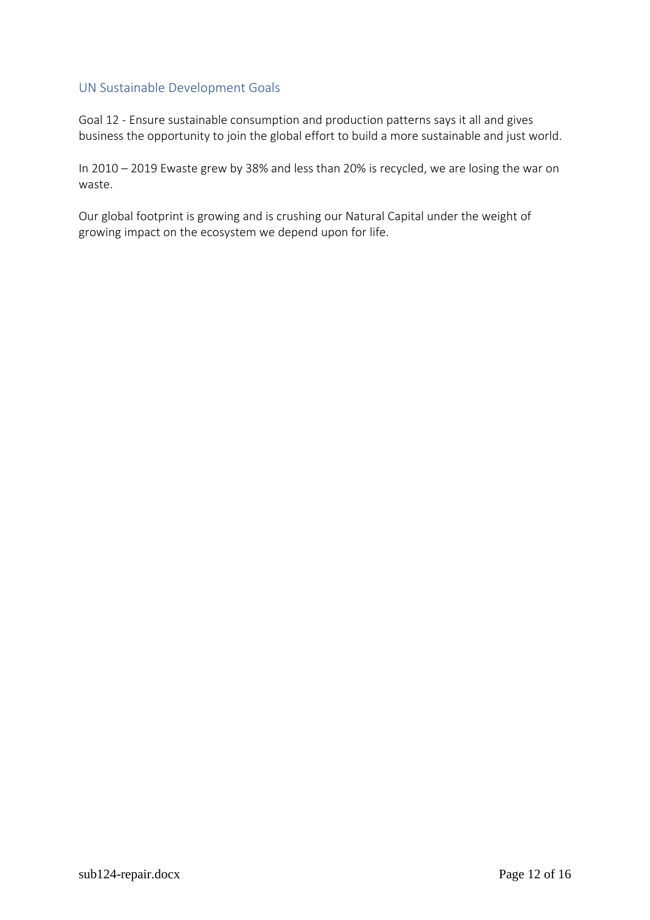## UN Sustainable Development Goals

Goal 12 - Ensure sustainable consumption and production patterns says it all and gives business the opportunity to join the global effort to build a more sustainable and just world.

In 2010 – 2019 Ewaste grew by 38% and less than 20% is recycled, we are losing the war on waste.

Our global footprint is growing and is crushing our Natural Capital under the weight of growing impact on the ecosystem we depend upon for life.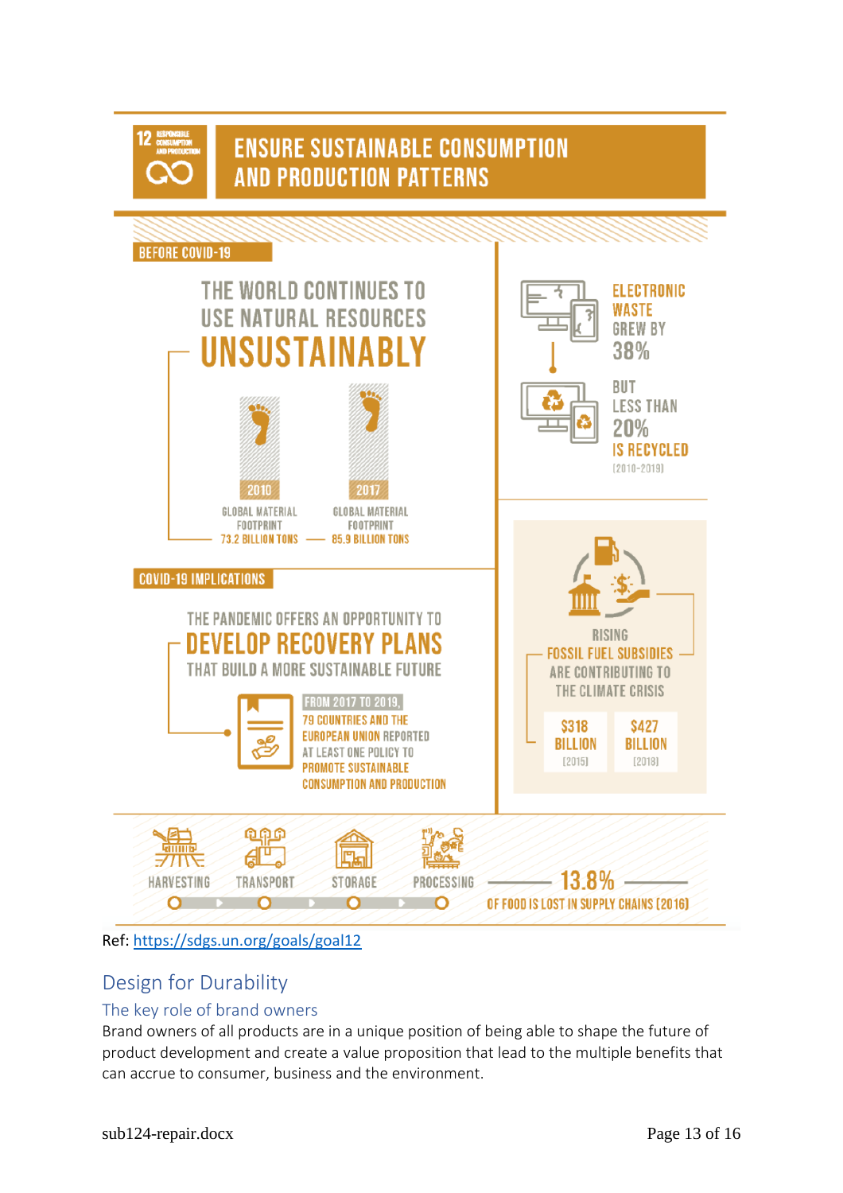12 RESPONSIBLE CONSUMPTION AND PRODUCTION

# ENSURE SUSTAINABLE CONSUMPTION AND PRODUCTION PATTERNS

BEFORE COVID-19

THE WORLD CONTINUES TO USE NATURAL RESOURCES **UNSUSTAINABLY**

2010 — GLOBAL MATERIAL FOOTPRINT 73.2 BILLION TONS

2017 — GLOBAL MATERIAL FOOTPRINT 85.9 BILLION TONS

ELECTRONIC WASTE GREW BY 38%

BUT LESS THAN 20% IS RECYCLED [2010–2019]

COVID-19 IMPLICATIONS

THE PANDEMIC OFFERS AN OPPORTUNITY TO **DEVELOP RECOVERY PLANS** THAT BUILD A MORE SUSTAINABLE FUTURE

FROM 2017 TO 2019, 79 COUNTRIES AND THE EUROPEAN UNION REPORTED AT LEAST ONE POLICY TO PROMOTE SUSTAINABLE CONSUMPTION AND PRODUCTION

RISING FOSSIL FUEL SUBSIDIES ARE CONTRIBUTING TO THE CLIMATE CRISIS

$318 BILLION [2015]

$427 BILLION [2018]

HARVESTING — TRANSPORT — STORAGE — PROCESSING

13.8% OF FOOD IS LOST IN SUPPLY CHAINS [2016]

Ref: https://sdgs.un.org/goals/goal12

## Design for Durability

### The key role of brand owners

Brand owners of all products are in a unique position of being able to shape the future of product development and create a value proposition that lead to the multiple benefits that can accrue to consumer, business and the environment.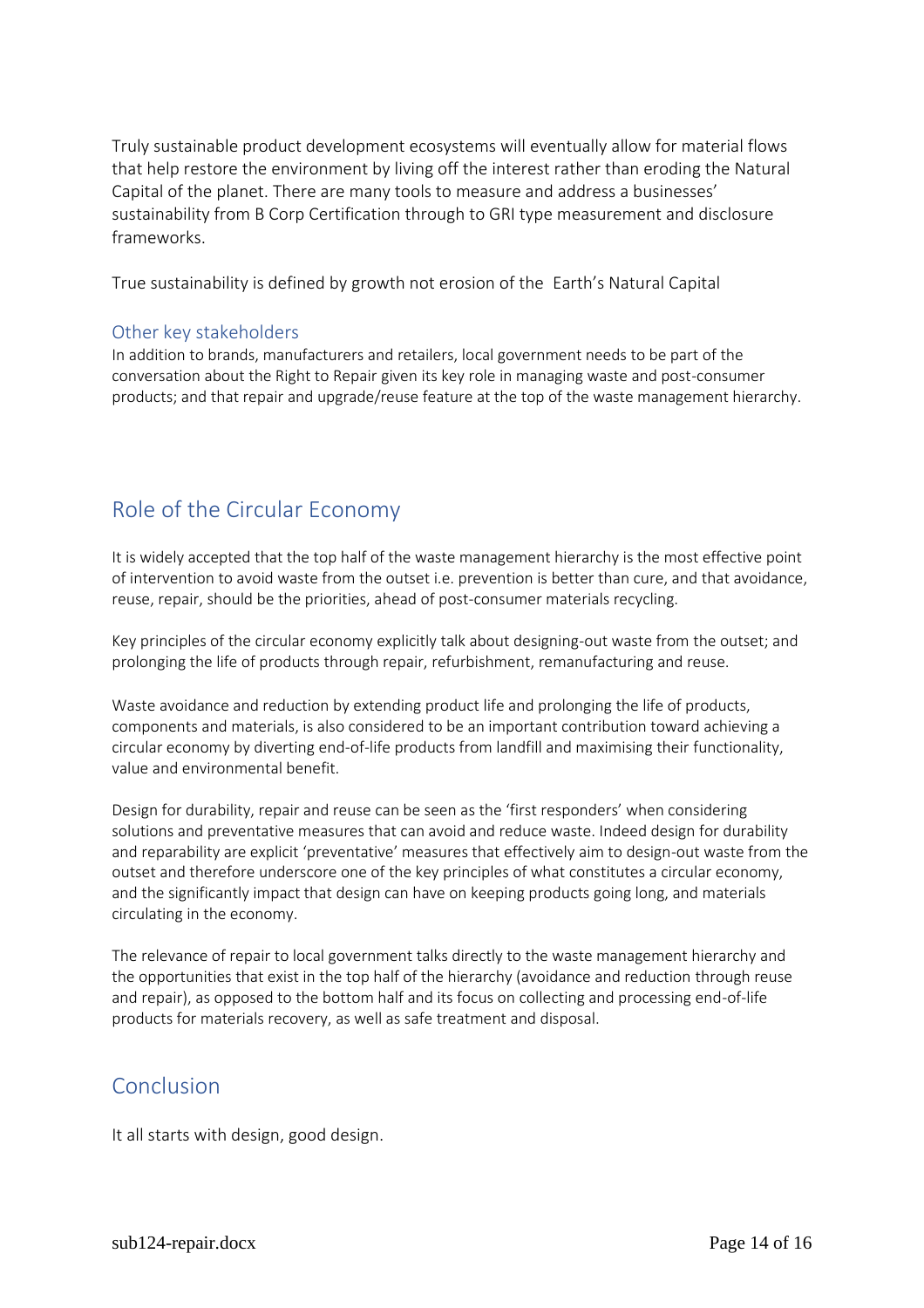Truly sustainable product development ecosystems will eventually allow for material flows that help restore the environment by living off the interest rather than eroding the Natural Capital of the planet. There are many tools to measure and address a businesses' sustainability from B Corp Certification through to GRI type measurement and disclosure frameworks.

True sustainability is defined by growth not erosion of the  Earth's Natural Capital

### Other key stakeholders

In addition to brands, manufacturers and retailers, local government needs to be part of the conversation about the Right to Repair given its key role in managing waste and post-consumer products; and that repair and upgrade/reuse feature at the top of the waste management hierarchy.

## Role of the Circular Economy

It is widely accepted that the top half of the waste management hierarchy is the most effective point of intervention to avoid waste from the outset i.e. prevention is better than cure, and that avoidance, reuse, repair, should be the priorities, ahead of post-consumer materials recycling.

Key principles of the circular economy explicitly talk about designing-out waste from the outset; and prolonging the life of products through repair, refurbishment, remanufacturing and reuse.

Waste avoidance and reduction by extending product life and prolonging the life of products, components and materials, is also considered to be an important contribution toward achieving a circular economy by diverting end-of-life products from landfill and maximising their functionality, value and environmental benefit.

Design for durability, repair and reuse can be seen as the 'first responders' when considering solutions and preventative measures that can avoid and reduce waste. Indeed design for durability and reparability are explicit 'preventative' measures that effectively aim to design-out waste from the outset and therefore underscore one of the key principles of what constitutes a circular economy, and the significantly impact that design can have on keeping products going long, and materials circulating in the economy.

The relevance of repair to local government talks directly to the waste management hierarchy and the opportunities that exist in the top half of the hierarchy (avoidance and reduction through reuse and repair), as opposed to the bottom half and its focus on collecting and processing end-of-life products for materials recovery, as well as safe treatment and disposal.

## Conclusion

It all starts with design, good design.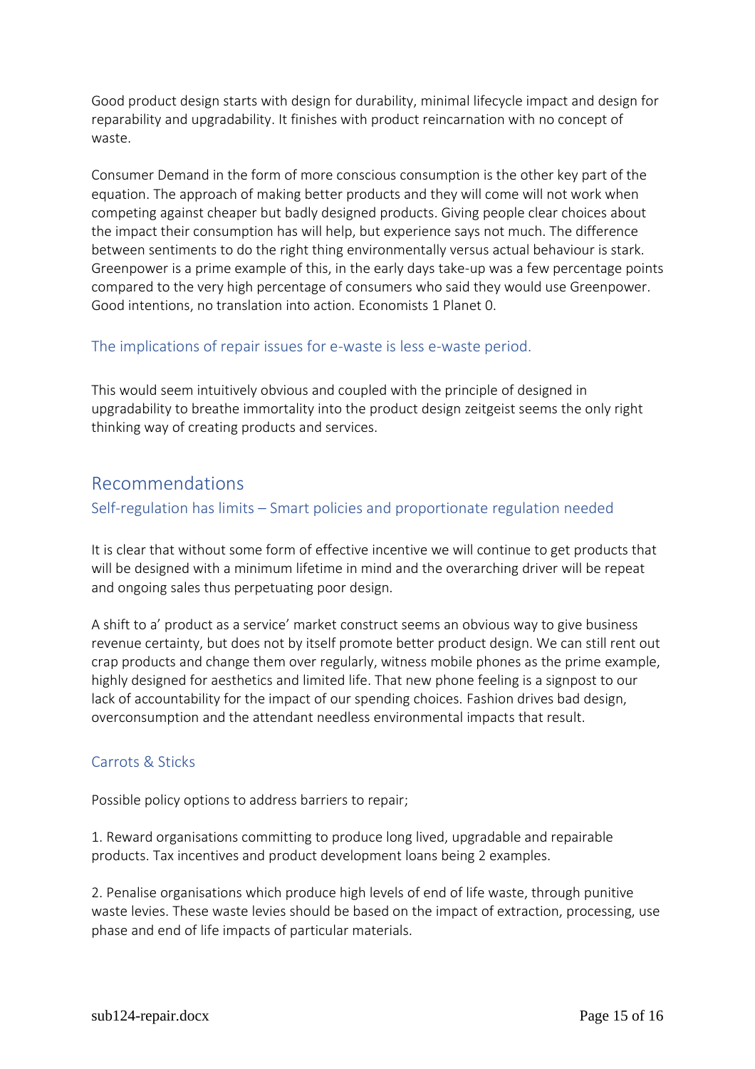Good product design starts with design for durability, minimal lifecycle impact and design for reparability and upgradability. It finishes with product reincarnation with no concept of waste.

Consumer Demand in the form of more conscious consumption is the other key part of the equation. The approach of making better products and they will come will not work when competing against cheaper but badly designed products. Giving people clear choices about the impact their consumption has will help, but experience says not much. The difference between sentiments to do the right thing environmentally versus actual behaviour is stark. Greenpower is a prime example of this, in the early days take-up was a few percentage points compared to the very high percentage of consumers who said they would use Greenpower. Good intentions, no translation into action. Economists 1 Planet 0.

### The implications of repair issues for e-waste is less e-waste period.

This would seem intuitively obvious and coupled with the principle of designed in upgradability to breathe immortality into the product design zeitgeist seems the only right thinking way of creating products and services.

## Recommendations

### Self-regulation has limits – Smart policies and proportionate regulation needed

It is clear that without some form of effective incentive we will continue to get products that will be designed with a minimum lifetime in mind and the overarching driver will be repeat and ongoing sales thus perpetuating poor design.

A shift to a' product as a service' market construct seems an obvious way to give business revenue certainty, but does not by itself promote better product design. We can still rent out crap products and change them over regularly, witness mobile phones as the prime example, highly designed for aesthetics and limited life. That new phone feeling is a signpost to our lack of accountability for the impact of our spending choices. Fashion drives bad design, overconsumption and the attendant needless environmental impacts that result.

### Carrots & Sticks

Possible policy options to address barriers to repair;

1. Reward organisations committing to produce long lived, upgradable and repairable products. Tax incentives and product development loans being 2 examples.

2. Penalise organisations which produce high levels of end of life waste, through punitive waste levies. These waste levies should be based on the impact of extraction, processing, use phase and end of life impacts of particular materials.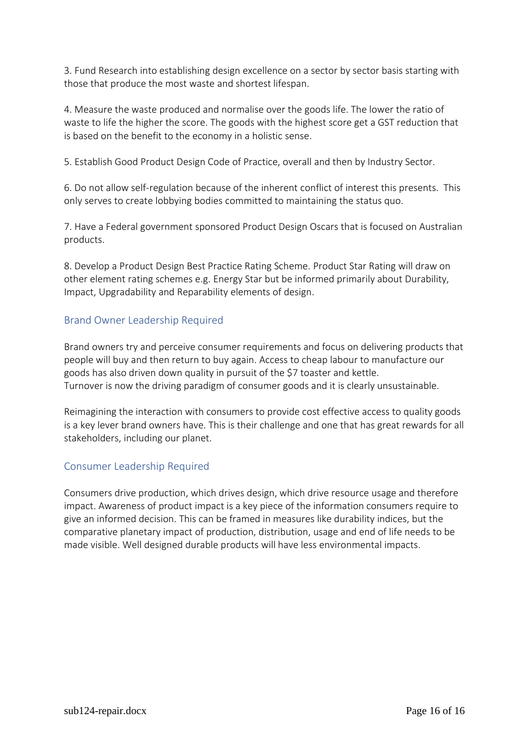3. Fund Research into establishing design excellence on a sector by sector basis starting with those that produce the most waste and shortest lifespan.

4. Measure the waste produced and normalise over the goods life. The lower the ratio of waste to life the higher the score. The goods with the highest score get a GST reduction that is based on the benefit to the economy in a holistic sense.

5. Establish Good Product Design Code of Practice, overall and then by Industry Sector.

6. Do not allow self-regulation because of the inherent conflict of interest this presents. This only serves to create lobbying bodies committed to maintaining the status quo.

7. Have a Federal government sponsored Product Design Oscars that is focused on Australian products.

8. Develop a Product Design Best Practice Rating Scheme. Product Star Rating will draw on other element rating schemes e.g. Energy Star but be informed primarily about Durability, Impact, Upgradability and Reparability elements of design.

## Brand Owner Leadership Required

Brand owners try and perceive consumer requirements and focus on delivering products that people will buy and then return to buy again. Access to cheap labour to manufacture our goods has also driven down quality in pursuit of the $7 toaster and kettle.
Turnover is now the driving paradigm of consumer goods and it is clearly unsustainable.

Reimagining the interaction with consumers to provide cost effective access to quality goods is a key lever brand owners have. This is their challenge and one that has great rewards for all stakeholders, including our planet.

## Consumer Leadership Required

Consumers drive production, which drives design, which drive resource usage and therefore impact. Awareness of product impact is a key piece of the information consumers require to give an informed decision. This can be framed in measures like durability indices, but the comparative planetary impact of production, distribution, usage and end of life needs to be made visible. Well designed durable products will have less environmental impacts.